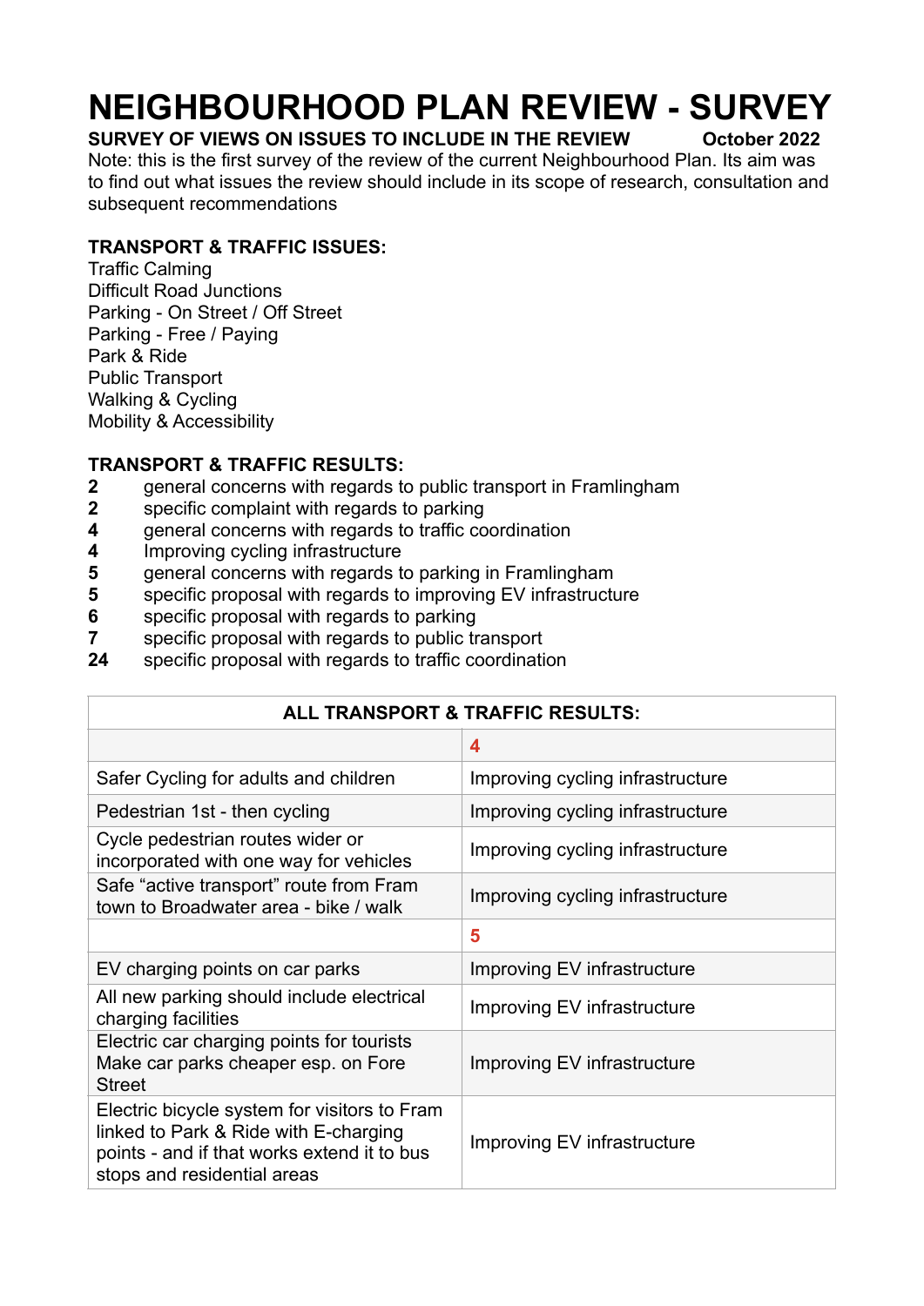# NEIGHBOURHOOD PLAN REVIEW - SURVEY

**SURVEY OF VIEWS ON ISSUES TO INCLUDE IN THE REVIEW** **October 2022**

Note: this is the first survey of the review of the current Neighbourhood Plan. Its aim was to find out what issues the review should include in its scope of research, consultation and subsequent recommendations

**TRANSPORT & TRAFFIC ISSUES:**

Traffic Calming
Difficult Road Junctions
Parking - On Street / Off Street
Parking - Free / Paying
Park & Ride
Public Transport
Walking & Cycling
Mobility & Accessibility

**TRANSPORT & TRAFFIC RESULTS:**

**2** general concerns with regards to public transport in Framlingham
**2** specific complaint with regards to parking
**4** general concerns with regards to traffic coordination
**4** Improving cycling infrastructure
**5** general concerns with regards to parking in Framlingham
**5** specific proposal with regards to improving EV infrastructure
**6** specific proposal with regards to parking
**7** specific proposal with regards to public transport
**24** specific proposal with regards to traffic coordination

| ALL TRANSPORT & TRAFFIC RESULTS: | |
|---|---|
| | **4** |
| Safer Cycling for adults and children | Improving cycling infrastructure |
| Pedestrian 1st - then cycling | Improving cycling infrastructure |
| Cycle pedestrian routes wider or incorporated with one way for vehicles | Improving cycling infrastructure |
| Safe "active transport" route from Fram town to Broadwater area - bike / walk | Improving cycling infrastructure |
| | **5** |
| EV charging points on car parks | Improving EV infrastructure |
| All new parking should include electrical charging facilities | Improving EV infrastructure |
| Electric car charging points for tourists Make car parks cheaper esp. on Fore Street | Improving EV infrastructure |
| Electric bicycle system for visitors to Fram linked to Park & Ride with E-charging points - and if that works extend it to bus stops and residential areas | Improving EV infrastructure |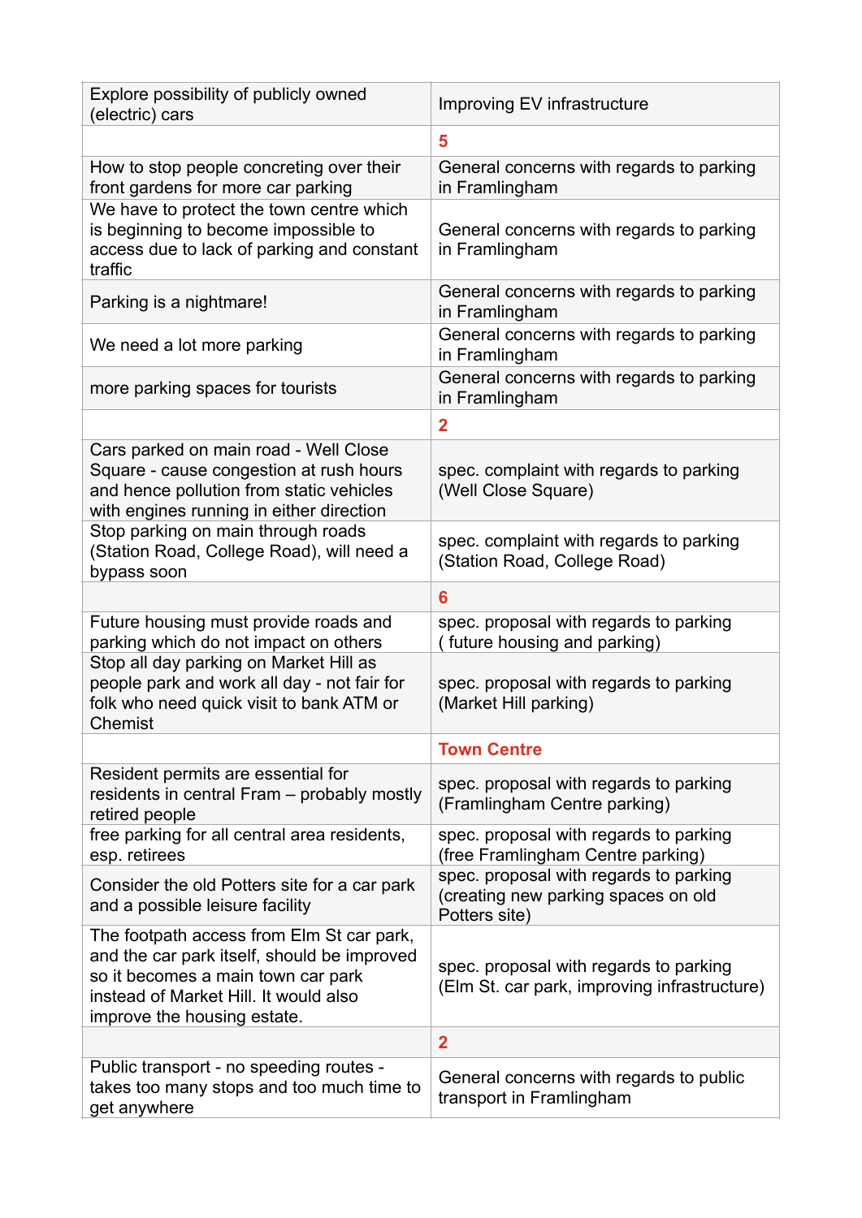| Explore possibility of publicly owned (electric) cars | Improving EV infrastructure |
|---|---|
| | **5** |
| How to stop people concreting over their front gardens for more car parking | General concerns with regards to parking in Framlingham |
| We have to protect the town centre which is beginning to become impossible to access due to lack of parking and constant traffic | General concerns with regards to parking in Framlingham |
| Parking is a nightmare! | General concerns with regards to parking in Framlingham |
| We need a lot more parking | General concerns with regards to parking in Framlingham |
| more parking spaces for tourists | General concerns with regards to parking in Framlingham |
| | **2** |
| Cars parked on main road - Well Close Square - cause congestion at rush hours and hence pollution from static vehicles with engines running in either direction | spec. complaint with regards to parking (Well Close Square) |
| Stop parking on main through roads (Station Road, College Road), will need a bypass soon | spec. complaint with regards to parking (Station Road, College Road) |
| | **6** |
| Future housing must provide roads and parking which do not impact on others | spec. proposal with regards to parking ( future housing and parking) |
| Stop all day parking on Market Hill as people park and work all day - not fair for folk who need quick visit to bank ATM or Chemist | spec. proposal with regards to parking (Market Hill parking) |
| | **Town Centre** |
| Resident permits are essential for residents in central Fram – probably mostly retired people | spec. proposal with regards to parking (Framlingham Centre parking) |
| free parking for all central area residents, esp. retirees | spec. proposal with regards to parking (free Framlingham Centre parking) |
| Consider the old Potters site for a car park and a possible leisure facility | spec. proposal with regards to parking (creating new parking spaces on old Potters site) |
| The footpath access from Elm St car park, and the car park itself, should be improved so it becomes a main town car park instead of Market Hill. It would also improve the housing estate. | spec. proposal with regards to parking (Elm St. car park, improving infrastructure) |
| | **2** |
| Public transport - no speeding routes - takes too many stops and too much time to get anywhere | General concerns with regards to public transport in Framlingham |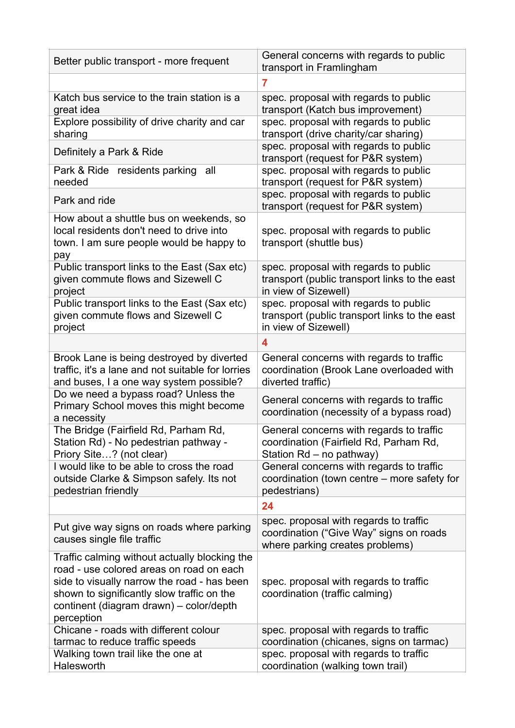| Better public transport - more frequent | General concerns with regards to public transport in Framlingham |
| --- | --- |
| | **7** |
| Katch bus service to the train station is a great idea | spec. proposal with regards to public transport (Katch bus improvement) |
| Explore possibility of drive charity and car sharing | spec. proposal with regards to public transport (drive charity/car sharing) |
| Definitely a Park & Ride | spec. proposal with regards to public transport (request for P&R system) |
| Park & Ride residents parking all needed | spec. proposal with regards to public transport (request for P&R system) |
| Park and ride | spec. proposal with regards to public transport (request for P&R system) |
| How about a shuttle bus on weekends, so local residents don't need to drive into town. I am sure people would be happy to pay | spec. proposal with regards to public transport (shuttle bus) |
| Public transport links to the East (Sax etc) given commute flows and Sizewell C project | spec. proposal with regards to public transport (public transport links to the east in view of Sizewell) |
| Public transport links to the East (Sax etc) given commute flows and Sizewell C project | spec. proposal with regards to public transport (public transport links to the east in view of Sizewell) |
| | **4** |
| Brook Lane is being destroyed by diverted traffic, it's a lane and not suitable for lorries and buses, I a one way system possible? | General concerns with regards to traffic coordination (Brook Lane overloaded with diverted traffic) |
| Do we need a bypass road? Unless the Primary School moves this might become a necessity | General concerns with regards to traffic coordination (necessity of a bypass road) |
| The Bridge (Fairfield Rd, Parham Rd, Station Rd) - No pedestrian pathway - Priory Site…? (not clear) | General concerns with regards to traffic coordination (Fairfield Rd, Parham Rd, Station Rd – no pathway) |
| I would like to be able to cross the road outside Clarke & Simpson safely. Its not pedestrian friendly | General concerns with regards to traffic coordination (town centre – more safety for pedestrians) |
| | **24** |
| Put give way signs on roads where parking causes single file traffic | spec. proposal with regards to traffic coordination ("Give Way" signs on roads where parking creates problems) |
| Traffic calming without actually blocking the road - use colored areas on road on each side to visually narrow the road - has been shown to significantly slow traffic on the continent (diagram drawn) – color/depth perception | spec. proposal with regards to traffic coordination (traffic calming) |
| Chicane - roads with different colour tarmac to reduce traffic speeds | spec. proposal with regards to traffic coordination (chicanes, signs on tarmac) |
| Walking town trail like the one at Halesworth | spec. proposal with regards to traffic coordination (walking town trail) |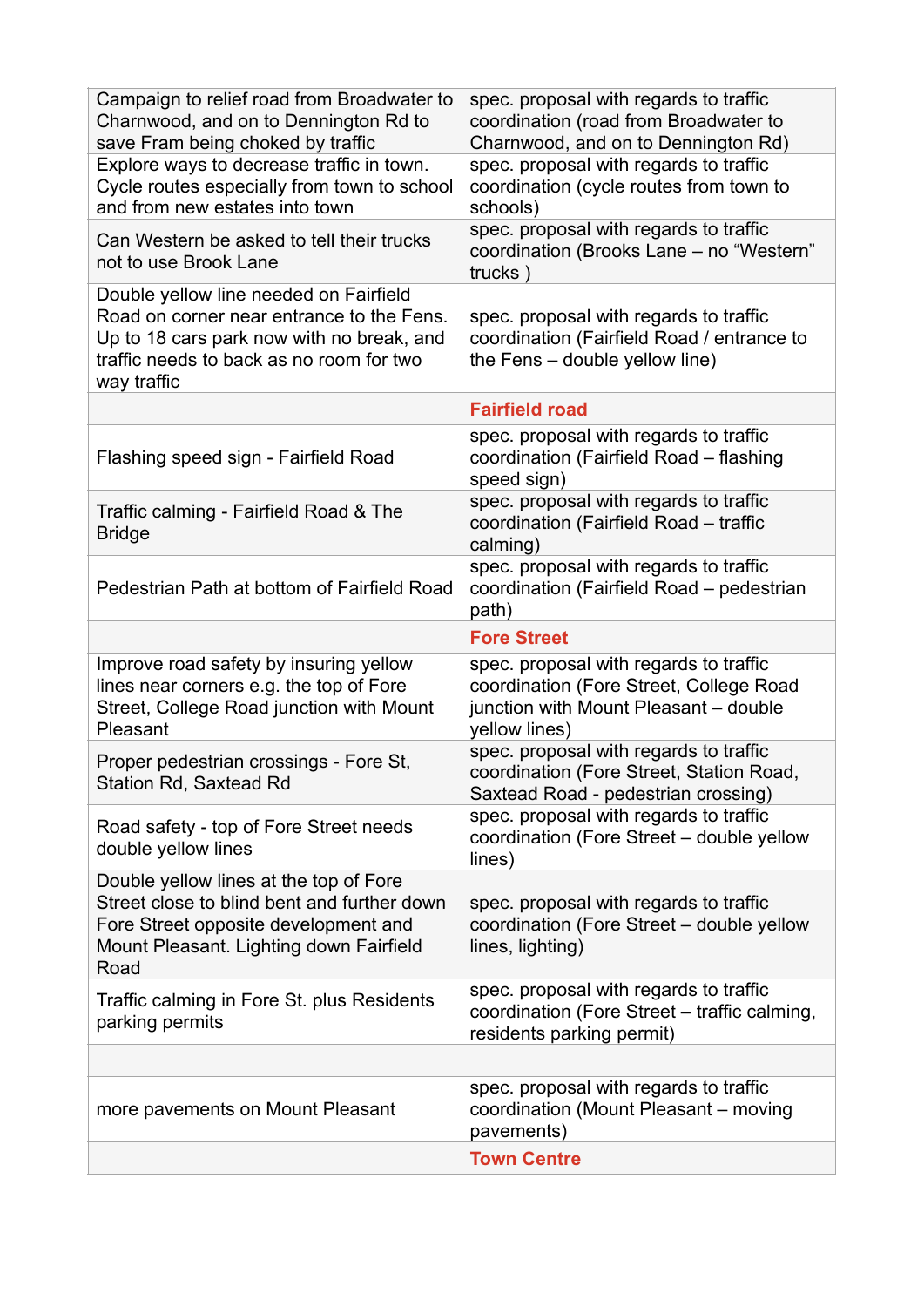| | |
|---|---|
| Campaign to relief road from Broadwater to Charnwood, and on to Dennington Rd to save Fram being choked by traffic | spec. proposal with regards to traffic coordination (road from Broadwater to Charnwood, and on to Dennington Rd) |
| Explore ways to decrease traffic in town. Cycle routes especially from town to school and from new estates into town | spec. proposal with regards to traffic coordination (cycle routes from town to schools) |
| Can Western be asked to tell their trucks not to use Brook Lane | spec. proposal with regards to traffic coordination (Brooks Lane – no "Western" trucks ) |
| Double yellow line needed on Fairfield Road on corner near entrance to the Fens. Up to 18 cars park now with no break, and traffic needs to back as no room for two way traffic | spec. proposal with regards to traffic coordination (Fairfield Road / entrance to the Fens – double yellow line) |
| | **Fairfield road** |
| Flashing speed sign - Fairfield Road | spec. proposal with regards to traffic coordination (Fairfield Road – flashing speed sign) |
| Traffic calming - Fairfield Road & The Bridge | spec. proposal with regards to traffic coordination (Fairfield Road – traffic calming) |
| Pedestrian Path at bottom of Fairfield Road | spec. proposal with regards to traffic coordination (Fairfield Road – pedestrian path) |
| | **Fore Street** |
| Improve road safety by insuring yellow lines near corners e.g. the top of Fore Street, College Road junction with Mount Pleasant | spec. proposal with regards to traffic coordination (Fore Street, College Road junction with Mount Pleasant – double yellow lines) |
| Proper pedestrian crossings - Fore St, Station Rd, Saxtead Rd | spec. proposal with regards to traffic coordination (Fore Street, Station Road, Saxtead Road - pedestrian crossing) |
| Road safety - top of Fore Street needs double yellow lines | spec. proposal with regards to traffic coordination (Fore Street – double yellow lines) |
| Double yellow lines at the top of Fore Street close to blind bent and further down Fore Street opposite development and Mount Pleasant. Lighting down Fairfield Road | spec. proposal with regards to traffic coordination (Fore Street – double yellow lines, lighting) |
| Traffic calming in Fore St. plus Residents parking permits | spec. proposal with regards to traffic coordination (Fore Street – traffic calming, residents parking permit) |
| | |
| more pavements on Mount Pleasant | spec. proposal with regards to traffic coordination (Mount Pleasant – moving pavements) |
| | **Town Centre** |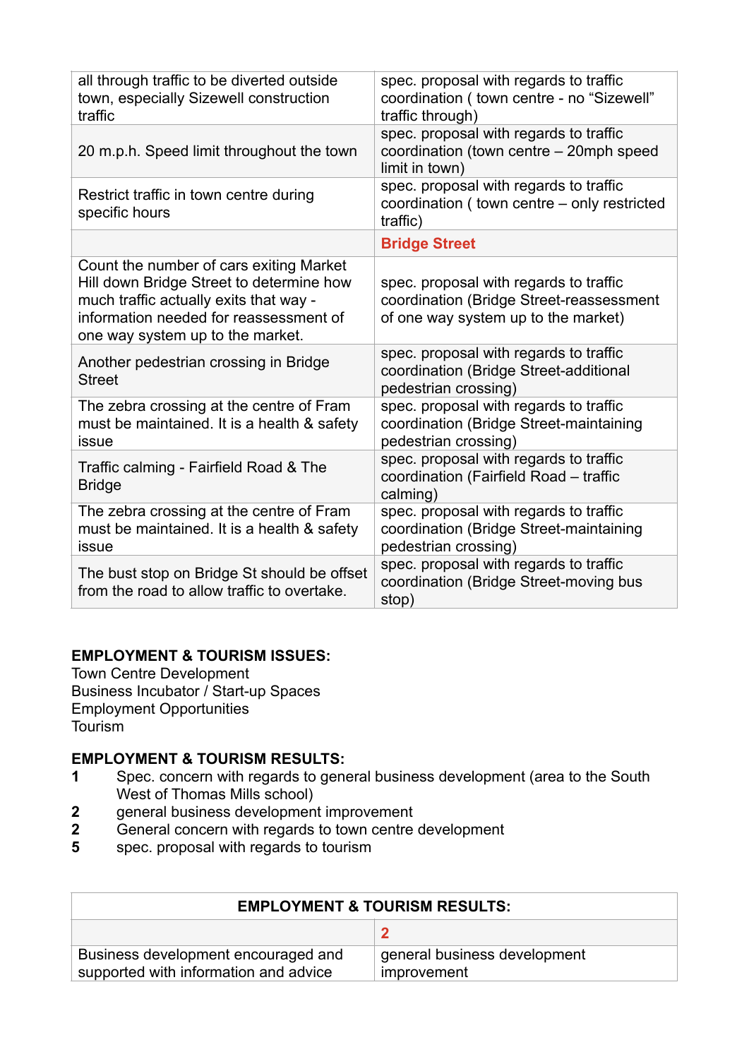| | |
|---|---|
| all through traffic to be diverted outside town, especially Sizewell construction traffic | spec. proposal with regards to traffic coordination ( town centre - no "Sizewell" traffic through) |
| 20 m.p.h. Speed limit throughout the town | spec. proposal with regards to traffic coordination (town centre – 20mph speed limit in town) |
| Restrict traffic in town centre during specific hours | spec. proposal with regards to traffic coordination ( town centre – only restricted traffic) |
| | **Bridge Street** |
| Count the number of cars exiting Market Hill down Bridge Street to determine how much traffic actually exits that way - information needed for reassessment of one way system up to the market. | spec. proposal with regards to traffic coordination (Bridge Street-reassessment of one way system up to the market) |
| Another pedestrian crossing in Bridge Street | spec. proposal with regards to traffic coordination (Bridge Street-additional pedestrian crossing) |
| The zebra crossing at the centre of Fram must be maintained. It is a health & safety issue | spec. proposal with regards to traffic coordination (Bridge Street-maintaining pedestrian crossing) |
| Traffic calming - Fairfield Road & The Bridge | spec. proposal with regards to traffic coordination (Fairfield Road – traffic calming) |
| The zebra crossing at the centre of Fram must be maintained. It is a health & safety issue | spec. proposal with regards to traffic coordination (Bridge Street-maintaining pedestrian crossing) |
| The bust stop on Bridge St should be offset from the road to allow traffic to overtake. | spec. proposal with regards to traffic coordination (Bridge Street-moving bus stop) |

**EMPLOYMENT & TOURISM ISSUES:**
Town Centre Development
Business Incubator / Start-up Spaces
Employment Opportunities
Tourism

**EMPLOYMENT & TOURISM RESULTS:**

| | |
|---|---|
| **1** | Spec. concern with regards to general business development (area to the South West of Thomas Mills school) |
| **2** | general business development improvement |
| **2** | General concern with regards to town centre development |
| **5** | spec. proposal with regards to tourism |

| **EMPLOYMENT & TOURISM RESULTS:** | |
|---|---|
| | **2** |
| Business development encouraged and supported with information and advice | general business development improvement |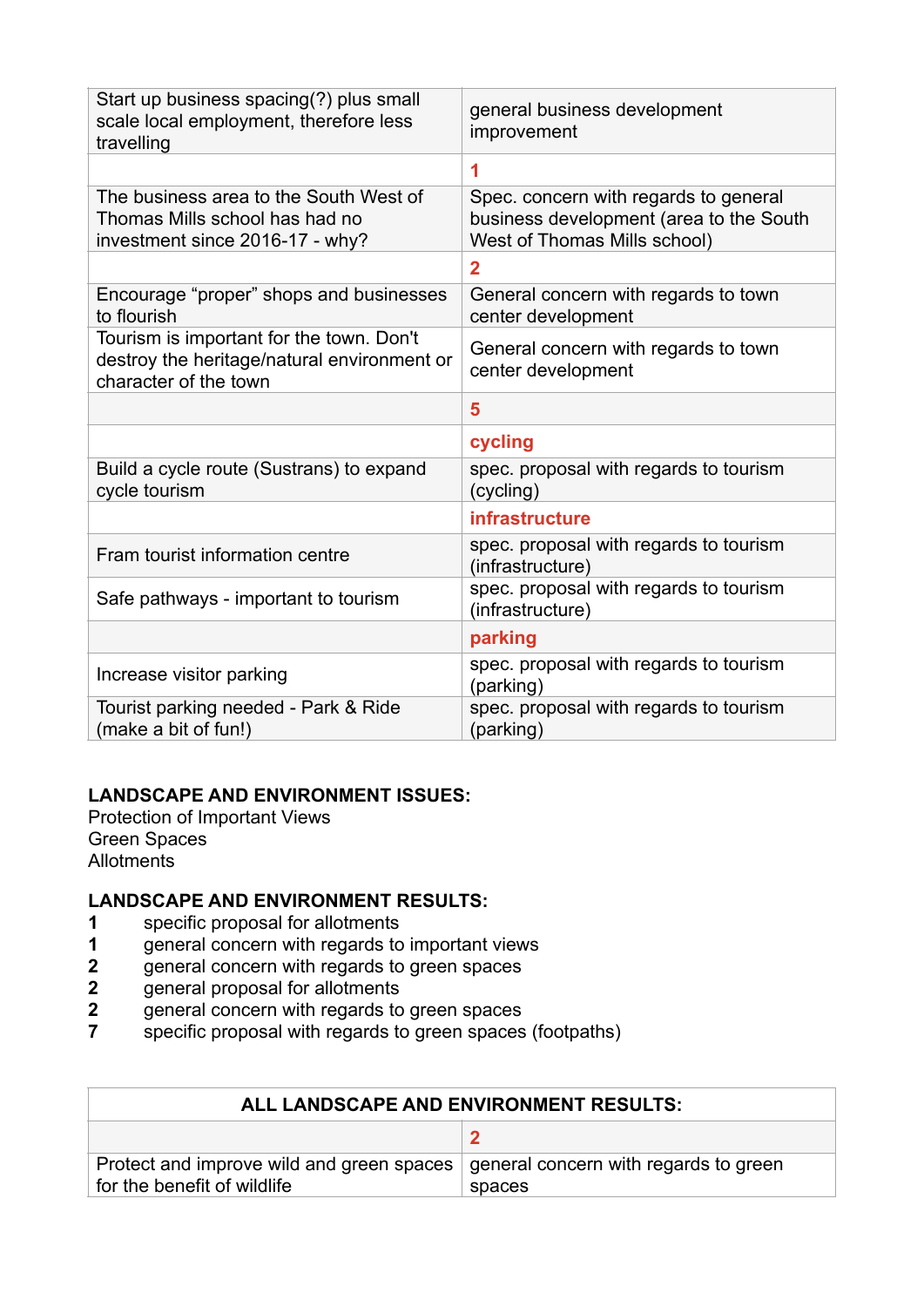| | |
|---|---|
| Start up business spacing(?) plus small scale local employment, therefore less travelling | general business development improvement |
| | 1 |
| The business area to the South West of Thomas Mills school has had no investment since 2016-17 - why? | Spec. concern with regards to general business development (area to the South West of Thomas Mills school) |
| | 2 |
| Encourage “proper” shops and businesses to flourish | General concern with regards to town center development |
| Tourism is important for the town. Don't destroy the heritage/natural environment or character of the town | General concern with regards to town center development |
| | 5 |
| | cycling |
| Build a cycle route (Sustrans) to expand cycle tourism | spec. proposal with regards to tourism (cycling) |
| | infrastructure |
| Fram tourist information centre | spec. proposal with regards to tourism (infrastructure) |
| Safe pathways - important to tourism | spec. proposal with regards to tourism (infrastructure) |
| | parking |
| Increase visitor parking | spec. proposal with regards to tourism (parking) |
| Tourist parking needed - Park & Ride (make a bit of fun!) | spec. proposal with regards to tourism (parking) |

**LANDSCAPE AND ENVIRONMENT ISSUES:**
Protection of Important Views
Green Spaces
Allotments

**LANDSCAPE AND ENVIRONMENT RESULTS:**

1 specific proposal for allotments
1 general concern with regards to important views
2 general concern with regards to green spaces
2 general proposal for allotments
2 general concern with regards to green spaces
7 specific proposal with regards to green spaces (footpaths)

| ALL LANDSCAPE AND ENVIRONMENT RESULTS: | |
|---|---|
| | 2 |
| Protect and improve wild and green spaces for the benefit of wildlife | general concern with regards to green spaces |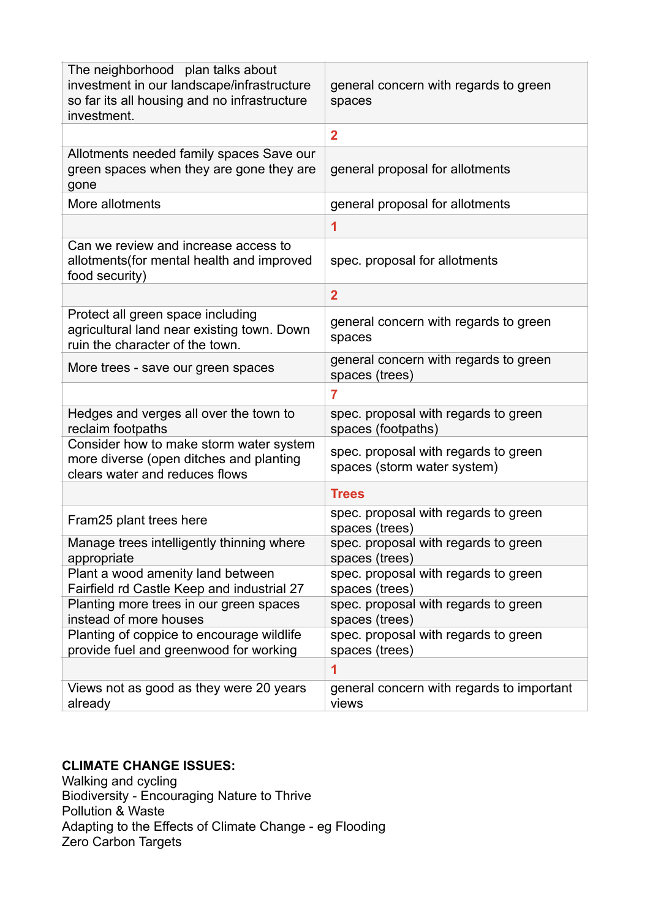| | |
|---|---|
| The neighborhood plan talks about investment in our landscape/infrastructure so far its all housing and no infrastructure investment. | general concern with regards to green spaces |
| | **2** |
| Allotments needed family spaces Save our green spaces when they are gone they are gone | general proposal for allotments |
| More allotments | general proposal for allotments |
| | **1** |
| Can we review and increase access to allotments(for mental health and improved food security) | spec. proposal for allotments |
| | **2** |
| Protect all green space including agricultural land near existing town. Down ruin the character of the town. | general concern with regards to green spaces |
| More trees - save our green spaces | general concern with regards to green spaces (trees) |
| | **7** |
| Hedges and verges all over the town to reclaim footpaths | spec. proposal with regards to green spaces (footpaths) |
| Consider how to make storm water system more diverse (open ditches and planting clears water and reduces flows | spec. proposal with regards to green spaces (storm water system) |
| | **Trees** |
| Fram25 plant trees here | spec. proposal with regards to green spaces (trees) |
| Manage trees intelligently thinning where appropriate | spec. proposal with regards to green spaces (trees) |
| Plant a wood amenity land between Fairfield rd Castle Keep and industrial 27 | spec. proposal with regards to green spaces (trees) |
| Planting more trees in our green spaces instead of more houses | spec. proposal with regards to green spaces (trees) |
| Planting of coppice to encourage wildlife provide fuel and greenwood for working | spec. proposal with regards to green spaces (trees) |
| | **1** |
| Views not as good as they were 20 years already | general concern with regards to important views |

**CLIMATE CHANGE ISSUES:**

Walking and cycling
Biodiversity - Encouraging Nature to Thrive
Pollution & Waste
Adapting to the Effects of Climate Change - eg Flooding
Zero Carbon Targets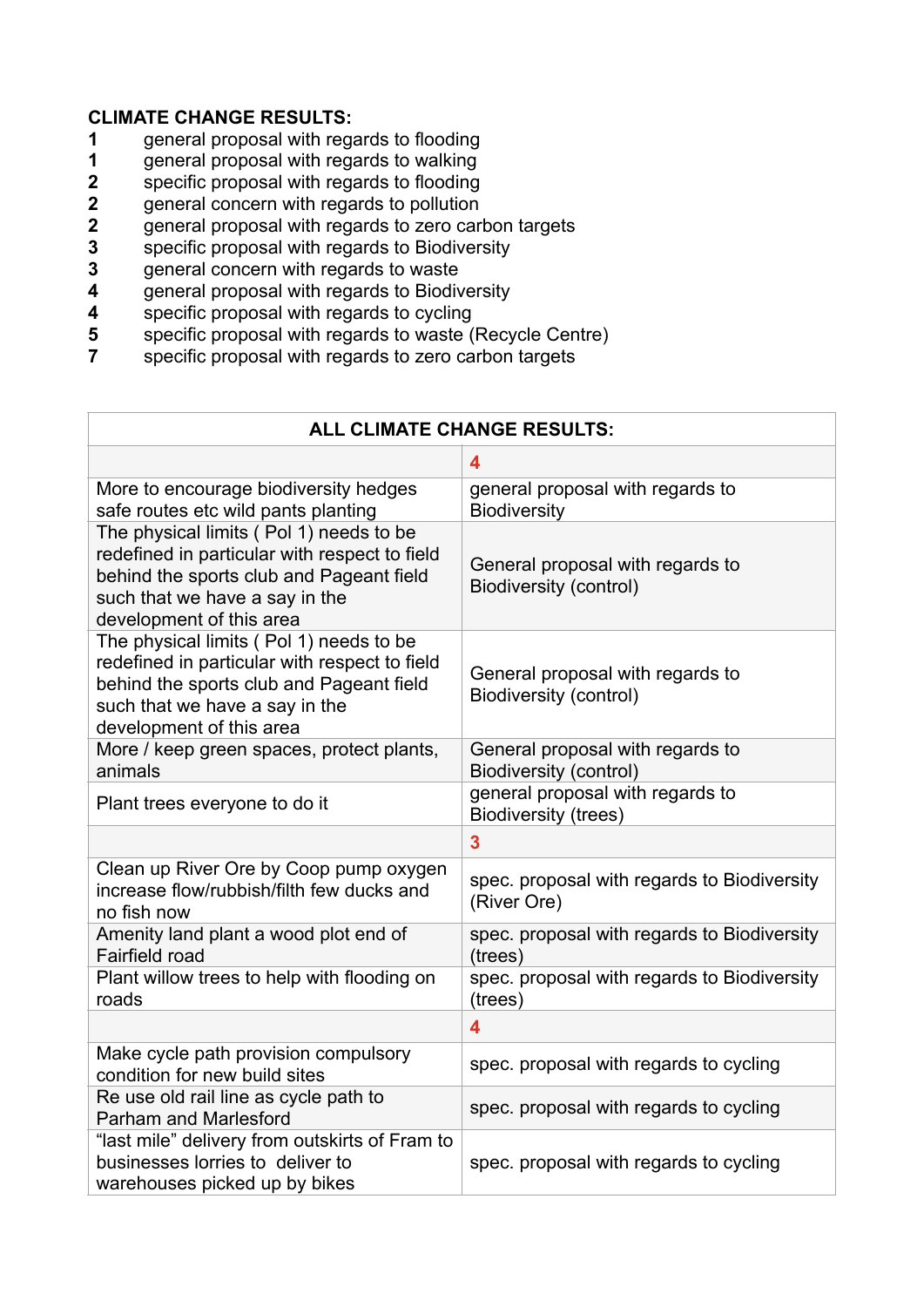**CLIMATE CHANGE RESULTS:**

**1** general proposal with regards to flooding
**1** general proposal with regards to walking
**2** specific proposal with regards to flooding
**2** general concern with regards to pollution
**2** general proposal with regards to zero carbon targets
**3** specific proposal with regards to Biodiversity
**3** general concern with regards to waste
**4** general proposal with regards to Biodiversity
**4** specific proposal with regards to cycling
**5** specific proposal with regards to waste (Recycle Centre)
**7** specific proposal with regards to zero carbon targets

| ALL CLIMATE CHANGE RESULTS: | |
|---|---|
| | **4** |
| More to encourage biodiversity hedges safe routes etc wild pants planting | general proposal with regards to Biodiversity |
| The physical limits ( Pol 1) needs to be redefined in particular with respect to field behind the sports club and Pageant field such that we have a say in the development of this area | General proposal with regards to Biodiversity (control) |
| The physical limits ( Pol 1) needs to be redefined in particular with respect to field behind the sports club and Pageant field such that we have a say in the development of this area | General proposal with regards to Biodiversity (control) |
| More / keep green spaces, protect plants, animals | General proposal with regards to Biodiversity (control) |
| Plant trees everyone to do it | general proposal with regards to Biodiversity (trees) |
| | **3** |
| Clean up River Ore by Coop pump oxygen increase flow/rubbish/filth few ducks and no fish now | spec. proposal with regards to Biodiversity (River Ore) |
| Amenity land plant a wood plot end of Fairfield road | spec. proposal with regards to Biodiversity (trees) |
| Plant willow trees to help with flooding on roads | spec. proposal with regards to Biodiversity (trees) |
| | **4** |
| Make cycle path provision compulsory condition for new build sites | spec. proposal with regards to cycling |
| Re use old rail line as cycle path to Parham and Marlesford | spec. proposal with regards to cycling |
| "last mile" delivery from outskirts of Fram to businesses lorries to deliver to warehouses picked up by bikes | spec. proposal with regards to cycling |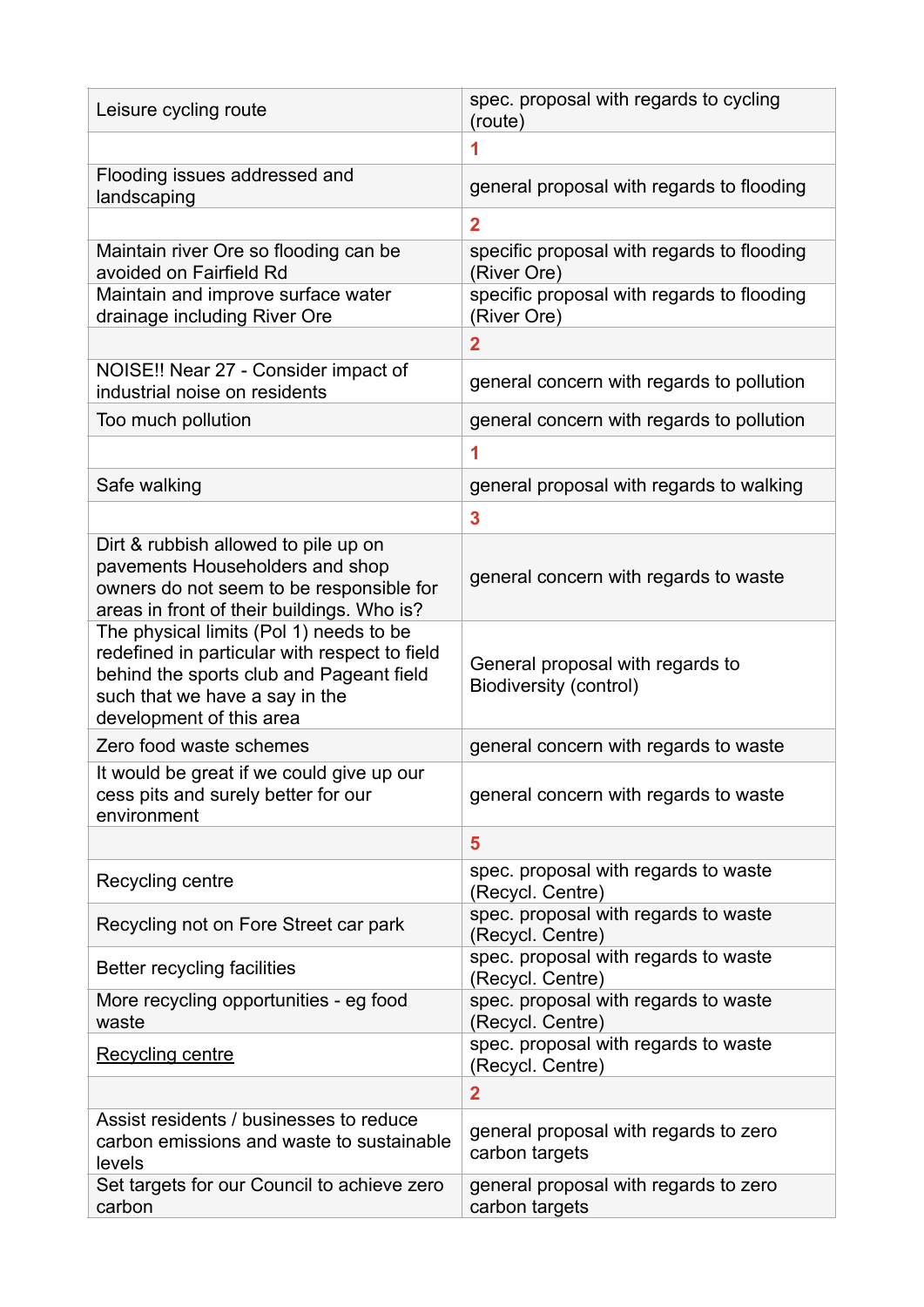| | |
|---|---|
| Leisure cycling route | spec. proposal with regards to cycling (route) |
| | 1 |
| Flooding issues addressed and landscaping | general proposal with regards to flooding |
| | 2 |
| Maintain river Ore so flooding can be avoided on Fairfield Rd | specific proposal with regards to flooding (River Ore) |
| Maintain and improve surface water drainage including River Ore | specific proposal with regards to flooding (River Ore) |
| | 2 |
| NOISE!! Near 27 - Consider impact of industrial noise on residents | general concern with regards to pollution |
| Too much pollution | general concern with regards to pollution |
| | 1 |
| Safe walking | general proposal with regards to walking |
| | 3 |
| Dirt & rubbish allowed to pile up on pavements Householders and shop owners do not seem to be responsible for areas in front of their buildings. Who is? | general concern with regards to waste |
| The physical limits (Pol 1) needs to be redefined in particular with respect to field behind the sports club and Pageant field such that we have a say in the development of this area | General proposal with regards to Biodiversity (control) |
| Zero food waste schemes | general concern with regards to waste |
| It would be great if we could give up our cess pits and surely better for our environment | general concern with regards to waste |
| | 5 |
| Recycling centre | spec. proposal with regards to waste (Recycl. Centre) |
| Recycling not on Fore Street car park | spec. proposal with regards to waste (Recycl. Centre) |
| Better recycling facilities | spec. proposal with regards to waste (Recycl. Centre) |
| More recycling opportunities - eg food waste | spec. proposal with regards to waste (Recycl. Centre) |
| Recycling centre | spec. proposal with regards to waste (Recycl. Centre) |
| | 2 |
| Assist residents / businesses to reduce carbon emissions and waste to sustainable levels | general proposal with regards to zero carbon targets |
| Set targets for our Council to achieve zero carbon | general proposal with regards to zero carbon targets |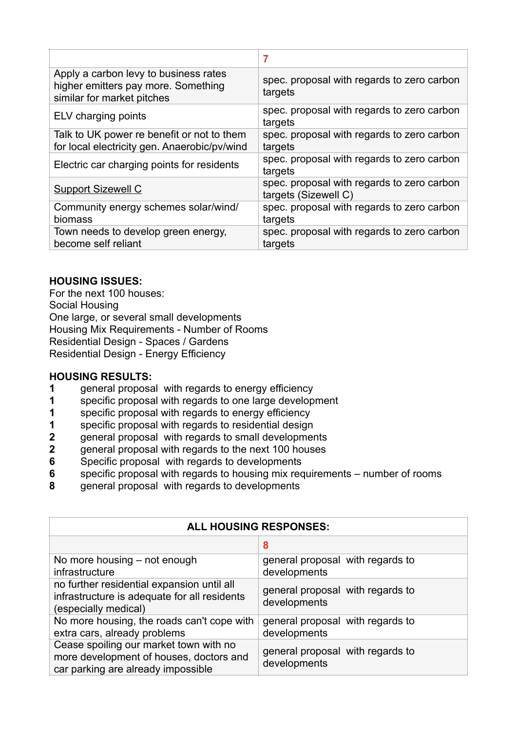|  | 7 |
|---|---|
| Apply a carbon levy to business rates higher emitters pay more. Something similar for market pitches | spec. proposal with regards to zero carbon targets |
| ELV charging points | spec. proposal with regards to zero carbon targets |
| Talk to UK power re benefit or not to them for local electricity gen. Anaerobic/pv/wind | spec. proposal with regards to zero carbon targets |
| Electric car charging points for residents | spec. proposal with regards to zero carbon targets |
| Support Sizewell C | spec. proposal with regards to zero carbon targets (Sizewell C) |
| Community energy schemes solar/wind/ biomass | spec. proposal with regards to zero carbon targets |
| Town needs to develop green energy, become self reliant | spec. proposal with regards to zero carbon targets |

**HOUSING ISSUES:**
For the next 100 houses:
Social Housing
One large, or several small developments
Housing Mix Requirements - Number of Rooms
Residential Design - Spaces / Gardens
Residential Design - Energy Efficiency

**HOUSING RESULTS:**

**1** general proposal with regards to energy efficiency
**1** specific proposal with regards to one large development
**1** specific proposal with regards to energy efficiency
**1** specific proposal with regards to residential design
**2** general proposal with regards to small developments
**2** general proposal with regards to the next 100 houses
**6** Specific proposal with regards to developments
**6** specific proposal with regards to housing mix requirements – number of rooms
**8** general proposal with regards to developments

| **ALL HOUSING RESPONSES:** | |
|---|---|
|  | 8 |
| No more housing – not enough infrastructure | general proposal with regards to developments |
| no further residential expansion until all infrastructure is adequate for all residents (especially medical) | general proposal with regards to developments |
| No more housing, the roads can't cope with extra cars, already problems | general proposal with regards to developments |
| Cease spoiling our market town with no more development of houses, doctors and car parking are already impossible | general proposal with regards to developments |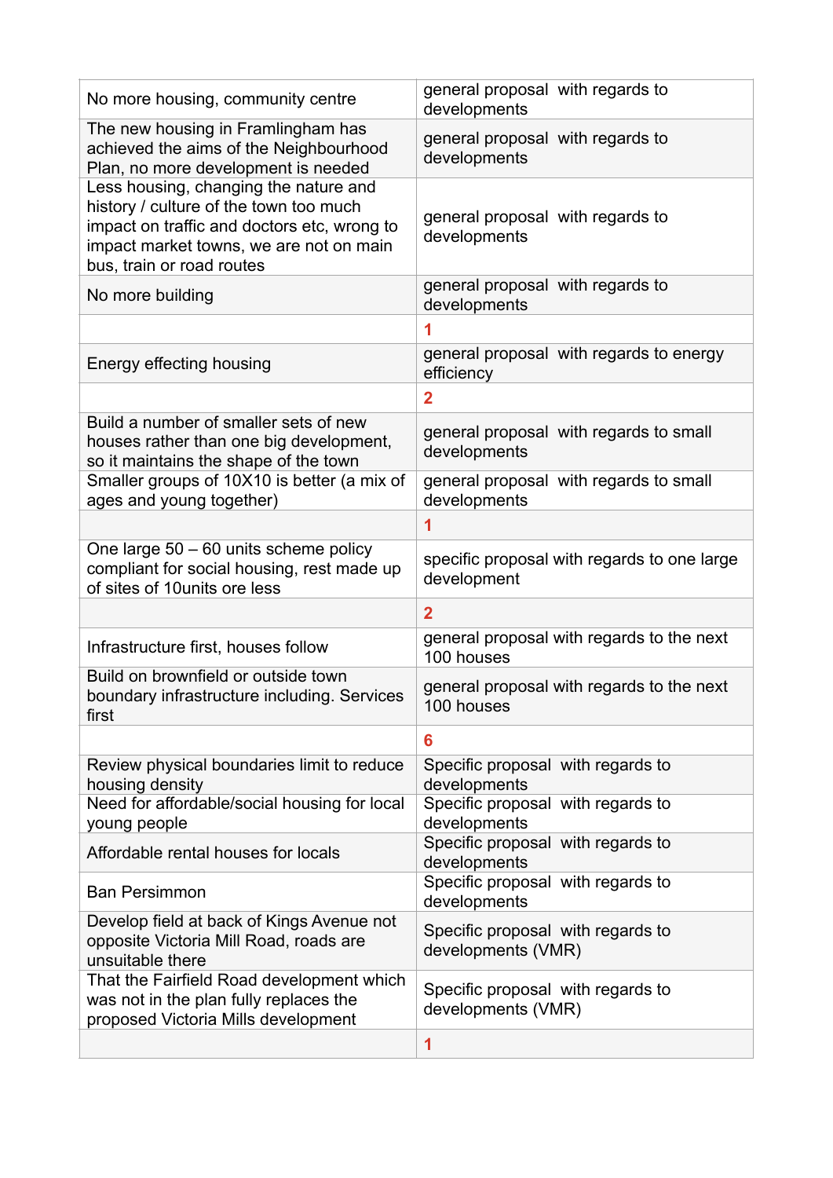| | |
|---|---|
| No more housing, community centre | general proposal with regards to developments |
| The new housing in Framlingham has achieved the aims of the Neighbourhood Plan, no more development is needed | general proposal with regards to developments |
| Less housing, changing the nature and history / culture of the town too much impact on traffic and doctors etc, wrong to impact market towns, we are not on main bus, train or road routes | general proposal with regards to developments |
| No more building | general proposal with regards to developments |
| | 1 |
| Energy effecting housing | general proposal with regards to energy efficiency |
| | 2 |
| Build a number of smaller sets of new houses rather than one big development, so it maintains the shape of the town | general proposal with regards to small developments |
| Smaller groups of 10X10 is better (a mix of ages and young together) | general proposal with regards to small developments |
| | 1 |
| One large 50 – 60 units scheme policy compliant for social housing, rest made up of sites of 10units ore less | specific proposal with regards to one large development |
| | 2 |
| Infrastructure first, houses follow | general proposal with regards to the next 100 houses |
| Build on brownfield or outside town boundary infrastructure including. Services first | general proposal with regards to the next 100 houses |
| | 6 |
| Review physical boundaries limit to reduce housing density | Specific proposal with regards to developments |
| Need for affordable/social housing for local young people | Specific proposal with regards to developments |
| Affordable rental houses for locals | Specific proposal with regards to developments |
| Ban Persimmon | Specific proposal with regards to developments |
| Develop field at back of Kings Avenue not opposite Victoria Mill Road, roads are unsuitable there | Specific proposal with regards to developments (VMR) |
| That the Fairfield Road development which was not in the plan fully replaces the proposed Victoria Mills development | Specific proposal with regards to developments (VMR) |
| | 1 |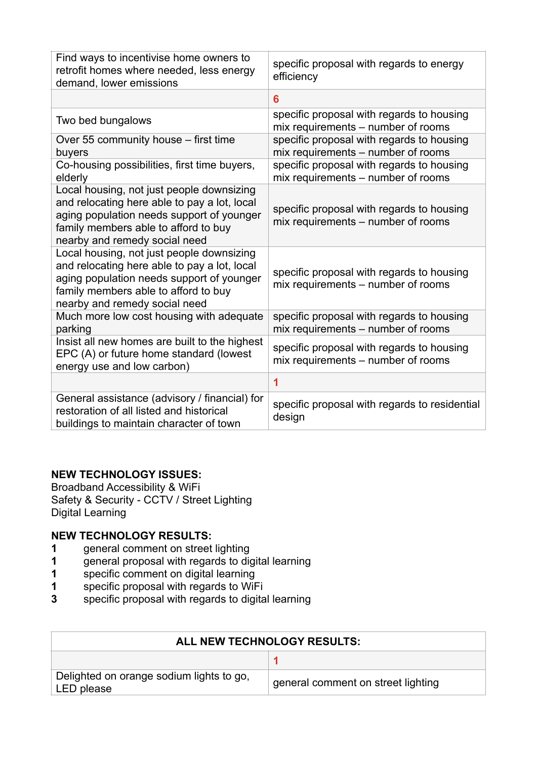| | |
|---|---|
| Find ways to incentivise home owners to retrofit homes where needed, less energy demand, lower emissions | specific proposal with regards to energy efficiency |
| | **6** |
| Two bed bungalows | specific proposal with regards to housing mix requirements – number of rooms |
| Over 55 community house – first time buyers | specific proposal with regards to housing mix requirements – number of rooms |
| Co-housing possibilities, first time buyers, elderly | specific proposal with regards to housing mix requirements – number of rooms |
| Local housing, not just people downsizing and relocating here able to pay a lot, local aging population needs support of younger family members able to afford to buy nearby and remedy social need | specific proposal with regards to housing mix requirements – number of rooms |
| Local housing, not just people downsizing and relocating here able to pay a lot, local aging population needs support of younger family members able to afford to buy nearby and remedy social need | specific proposal with regards to housing mix requirements – number of rooms |
| Much more low cost housing with adequate parking | specific proposal with regards to housing mix requirements – number of rooms |
| Insist all new homes are built to the highest EPC (A) or future home standard (lowest energy use and low carbon) | specific proposal with regards to housing mix requirements – number of rooms |
| | **1** |
| General assistance (advisory / financial) for restoration of all listed and historical buildings to maintain character of town | specific proposal with regards to residential design |

**NEW TECHNOLOGY ISSUES:**
Broadband Accessibility & WiFi
Safety & Security - CCTV / Street Lighting
Digital Learning

**NEW TECHNOLOGY RESULTS:**

**1** general comment on street lighting
**1** general proposal with regards to digital learning
**1** specific comment on digital learning
**1** specific proposal with regards to WiFi
**3** specific proposal with regards to digital learning

| **ALL NEW TECHNOLOGY RESULTS:** | |
|---|---|
| | **1** |
| Delighted on orange sodium lights to go, LED please | general comment on street lighting |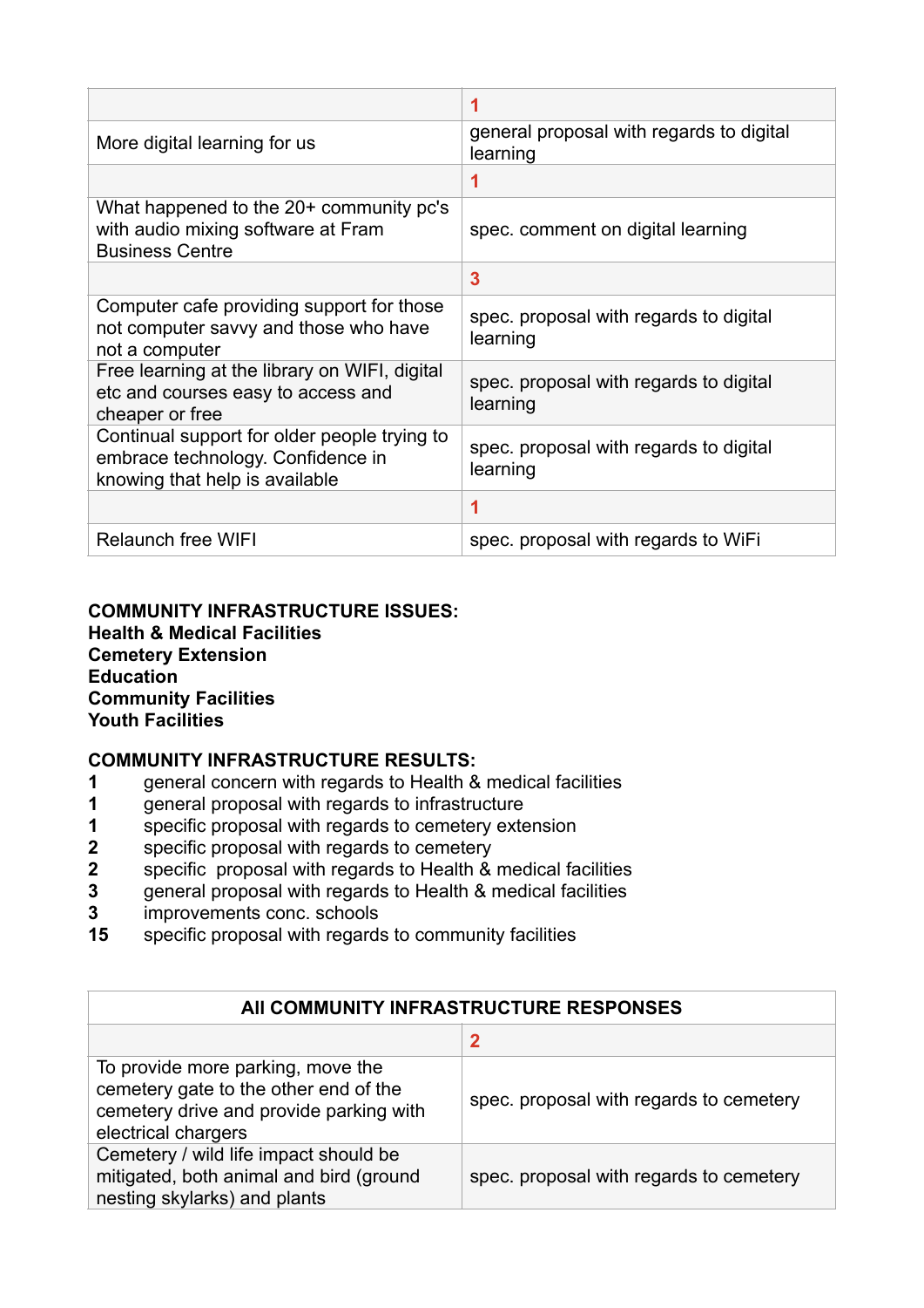| | 1 |
|---|---|
| More digital learning for us | general proposal with regards to digital learning |
| | 1 |
| What happened to the 20+ community pc's with audio mixing software at Fram Business Centre | spec. comment on digital learning |
| | 3 |
| Computer cafe providing support for those not computer savvy and those who have not a computer | spec. proposal with regards to digital learning |
| Free learning at the library on WIFI, digital etc and courses easy to access and cheaper or free | spec. proposal with regards to digital learning |
| Continual support for older people trying to embrace technology. Confidence in knowing that help is available | spec. proposal with regards to digital learning |
| | 1 |
| Relaunch free WIFI | spec. proposal with regards to WiFi |

**COMMUNITY INFRASTRUCTURE ISSUES:**
**Health & Medical Facilities**
**Cemetery Extension**
**Education**
**Community Facilities**
**Youth Facilities**

**COMMUNITY INFRASTRUCTURE RESULTS:**

**1** general concern with regards to Health & medical facilities
**1** general proposal with regards to infrastructure
**1** specific proposal with regards to cemetery extension
**2** specific proposal with regards to cemetery
**2** specific proposal with regards to Health & medical facilities
**3** general proposal with regards to Health & medical facilities
**3** improvements conc. schools
**15** specific proposal with regards to community facilities

| All COMMUNITY INFRASTRUCTURE RESPONSES | |
|---|---|
| | 2 |
| To provide more parking, move the cemetery gate to the other end of the cemetery drive and provide parking with electrical chargers | spec. proposal with regards to cemetery |
| Cemetery / wild life impact should be mitigated, both animal and bird (ground nesting skylarks) and plants | spec. proposal with regards to cemetery |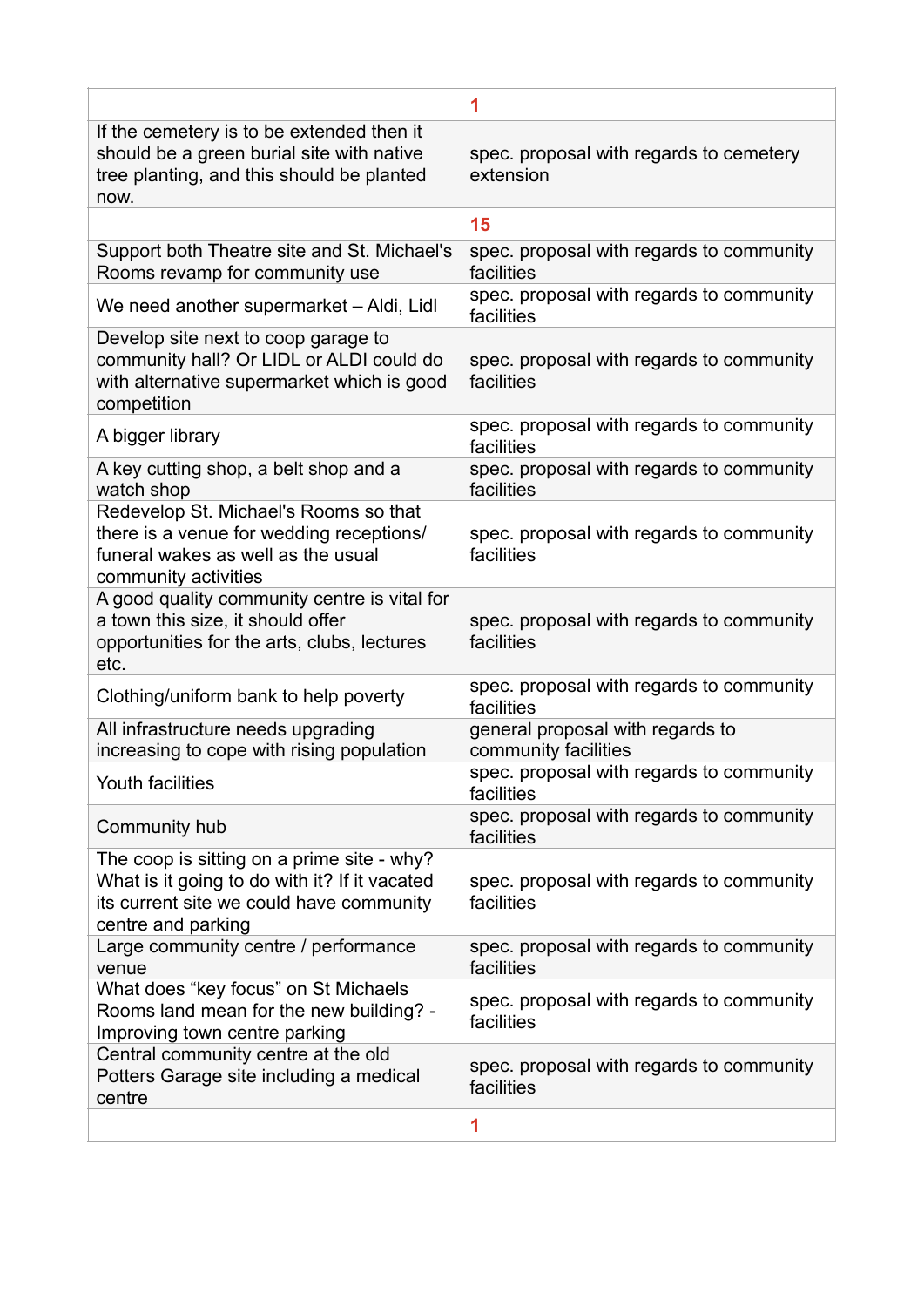| | 1 |
|---|---|
| If the cemetery is to be extended then it should be a green burial site with native tree planting, and this should be planted now. | spec. proposal with regards to cemetery extension |
| | 15 |
| Support both Theatre site and St. Michael's Rooms revamp for community use | spec. proposal with regards to community facilities |
| We need another supermarket – Aldi, Lidl | spec. proposal with regards to community facilities |
| Develop site next to coop garage to community hall? Or LIDL or ALDI could do with alternative supermarket which is good competition | spec. proposal with regards to community facilities |
| A bigger library | spec. proposal with regards to community facilities |
| A key cutting shop, a belt shop and a watch shop | spec. proposal with regards to community facilities |
| Redevelop St. Michael's Rooms so that there is a venue for wedding receptions/ funeral wakes as well as the usual community activities | spec. proposal with regards to community facilities |
| A good quality community centre is vital for a town this size, it should offer opportunities for the arts, clubs, lectures etc. | spec. proposal with regards to community facilities |
| Clothing/uniform bank to help poverty | spec. proposal with regards to community facilities |
| All infrastructure needs upgrading increasing to cope with rising population | general proposal with regards to community facilities |
| Youth facilities | spec. proposal with regards to community facilities |
| Community hub | spec. proposal with regards to community facilities |
| The coop is sitting on a prime site - why? What is it going to do with it? If it vacated its current site we could have community centre and parking | spec. proposal with regards to community facilities |
| Large community centre / performance venue | spec. proposal with regards to community facilities |
| What does "key focus" on St Michaels Rooms land mean for the new building? - Improving town centre parking | spec. proposal with regards to community facilities |
| Central community centre at the old Potters Garage site including a medical centre | spec. proposal with regards to community facilities |
| | 1 |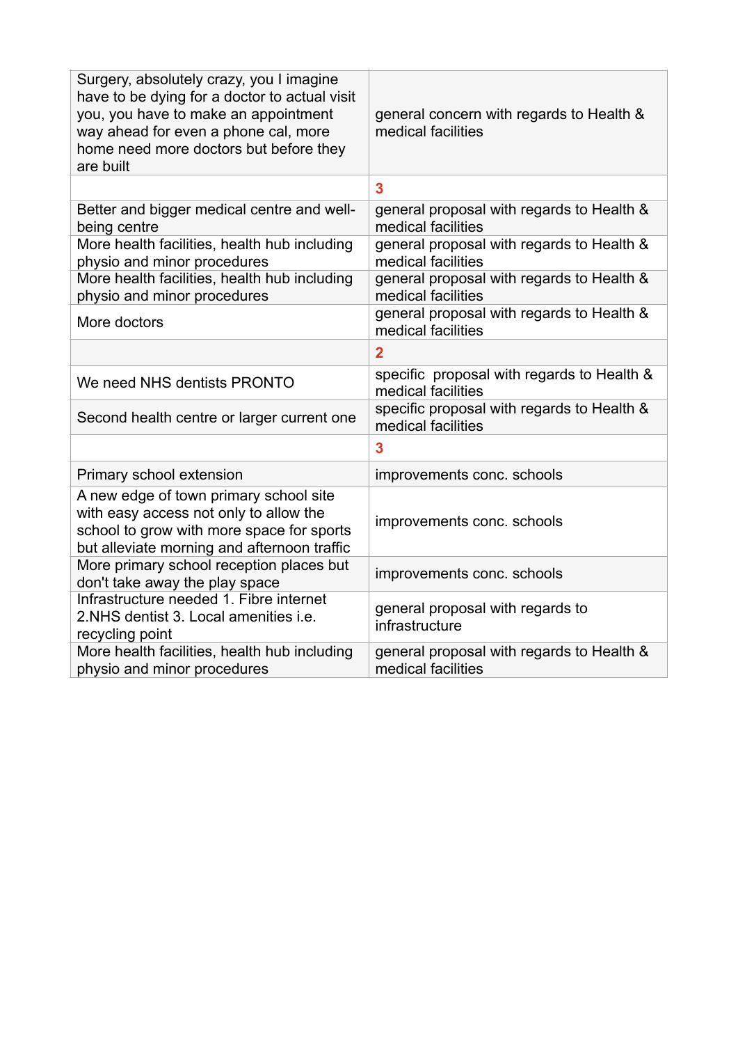| | |
|---|---|
| Surgery, absolutely crazy, you I imagine have to be dying for a doctor to actual visit you, you have to make an appointment way ahead for even a phone cal, more home need more doctors but before they are built | general concern with regards to Health & medical facilities |
| | **3** |
| Better and bigger medical centre and well-being centre | general proposal with regards to Health & medical facilities |
| More health facilities, health hub including physio and minor procedures | general proposal with regards to Health & medical facilities |
| More health facilities, health hub including physio and minor procedures | general proposal with regards to Health & medical facilities |
| More doctors | general proposal with regards to Health & medical facilities |
| | **2** |
| We need NHS dentists PRONTO | specific proposal with regards to Health & medical facilities |
| Second health centre or larger current one | specific proposal with regards to Health & medical facilities |
| | **3** |
| Primary school extension | improvements conc. schools |
| A new edge of town primary school site with easy access not only to allow the school to grow with more space for sports but alleviate morning and afternoon traffic | improvements conc. schools |
| More primary school reception places but don't take away the play space | improvements conc. schools |
| Infrastructure needed 1. Fibre internet 2.NHS dentist 3. Local amenities i.e. recycling point | general proposal with regards to infrastructure |
| More health facilities, health hub including physio and minor procedures | general proposal with regards to Health & medical facilities |